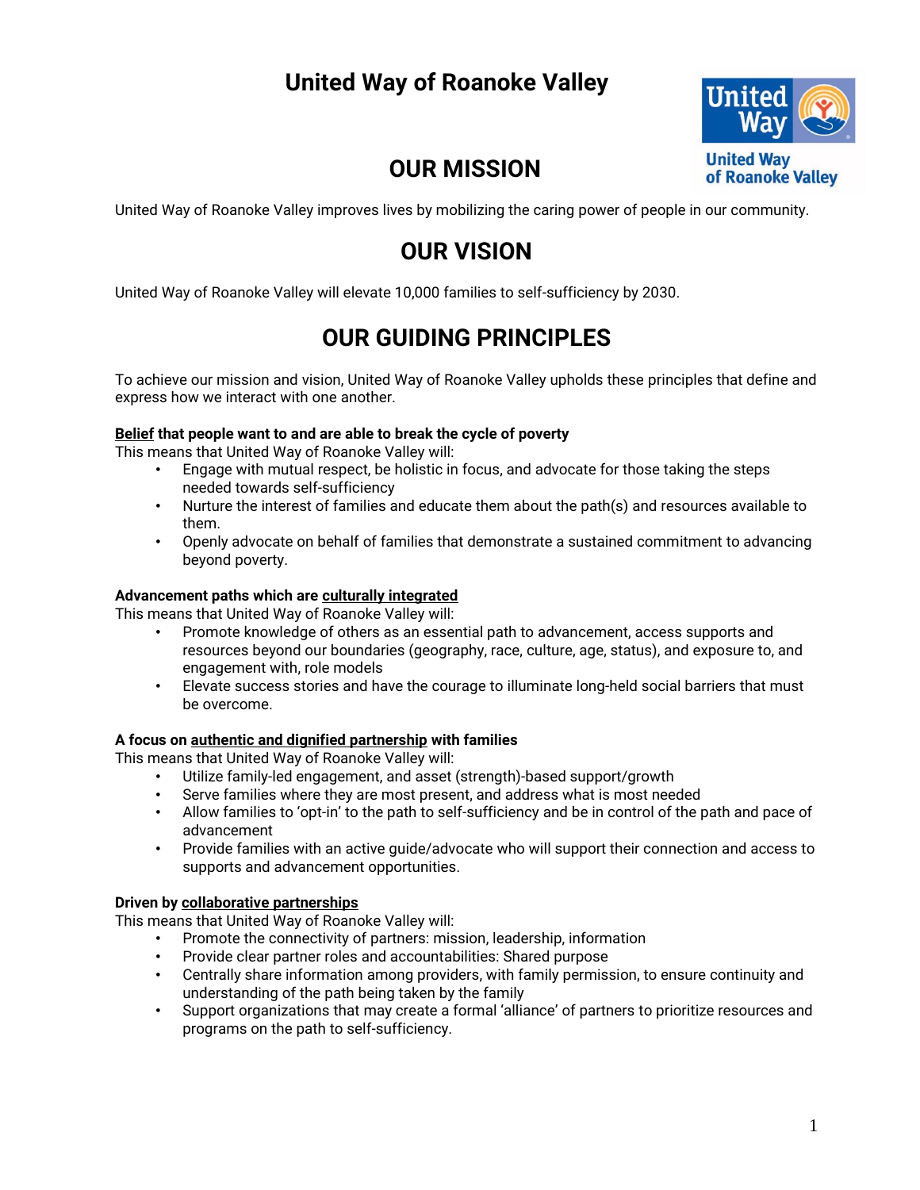# United Way of Roanoke Valley

## OUR MISSION

United Way of Roanoke Valley improves lives by mobilizing the caring power of people in our community.

## OUR VISION

United Way of Roanoke Valley will elevate 10,000 families to self-sufficiency by 2030.

## OUR GUIDING PRINCIPLES

To achieve our mission and vision, United Way of Roanoke Valley upholds these principles that define and express how we interact with one another.

**Belief that people want to and are able to break the cycle of poverty**
This means that United Way of Roanoke Valley will:

- Engage with mutual respect, be holistic in focus, and advocate for those taking the steps needed towards self-sufficiency
- Nurture the interest of families and educate them about the path(s) and resources available to them.
- Openly advocate on behalf of families that demonstrate a sustained commitment to advancing beyond poverty.

**Advancement paths which are culturally integrated**
This means that United Way of Roanoke Valley will:

- Promote knowledge of others as an essential path to advancement, access supports and resources beyond our boundaries (geography, race, culture, age, status), and exposure to, and engagement with, role models
- Elevate success stories and have the courage to illuminate long-held social barriers that must be overcome.

**A focus on authentic and dignified partnership with families**
This means that United Way of Roanoke Valley will:

- Utilize family-led engagement, and asset (strength)-based support/growth
- Serve families where they are most present, and address what is most needed
- Allow families to 'opt-in' to the path to self-sufficiency and be in control of the path and pace of advancement
- Provide families with an active guide/advocate who will support their connection and access to supports and advancement opportunities.

**Driven by collaborative partnerships**
This means that United Way of Roanoke Valley will:

- Promote the connectivity of partners: mission, leadership, information
- Provide clear partner roles and accountabilities: Shared purpose
- Centrally share information among providers, with family permission, to ensure continuity and understanding of the path being taken by the family
- Support organizations that may create a formal 'alliance' of partners to prioritize resources and programs on the path to self-sufficiency.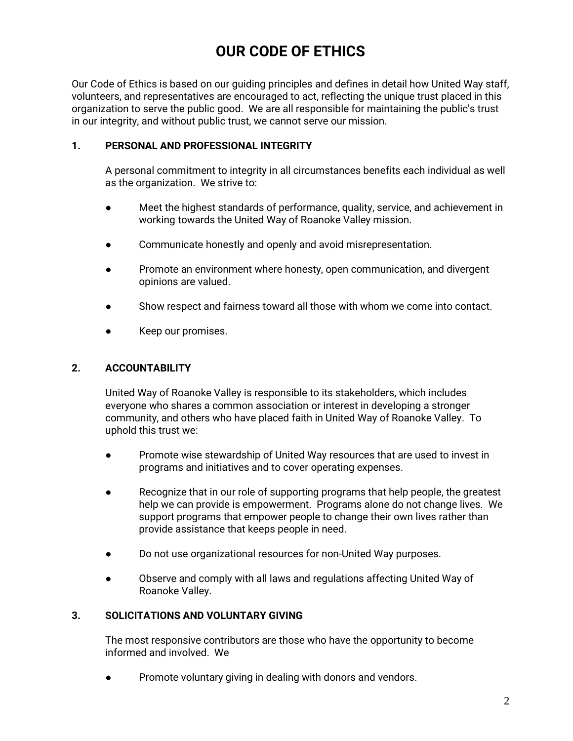# OUR CODE OF ETHICS

Our Code of Ethics is based on our guiding principles and defines in detail how United Way staff, volunteers, and representatives are encouraged to act, reflecting the unique trust placed in this organization to serve the public good. We are all responsible for maintaining the public's trust in our integrity, and without public trust, we cannot serve our mission.

## 1. PERSONAL AND PROFESSIONAL INTEGRITY

A personal commitment to integrity in all circumstances benefits each individual as well as the organization. We strive to:

- Meet the highest standards of performance, quality, service, and achievement in working towards the United Way of Roanoke Valley mission.
- Communicate honestly and openly and avoid misrepresentation.
- Promote an environment where honesty, open communication, and divergent opinions are valued.
- Show respect and fairness toward all those with whom we come into contact.
- Keep our promises.

## 2. ACCOUNTABILITY

United Way of Roanoke Valley is responsible to its stakeholders, which includes everyone who shares a common association or interest in developing a stronger community, and others who have placed faith in United Way of Roanoke Valley. To uphold this trust we:

- Promote wise stewardship of United Way resources that are used to invest in programs and initiatives and to cover operating expenses.
- Recognize that in our role of supporting programs that help people, the greatest help we can provide is empowerment. Programs alone do not change lives. We support programs that empower people to change their own lives rather than provide assistance that keeps people in need.
- Do not use organizational resources for non-United Way purposes.
- Observe and comply with all laws and regulations affecting United Way of Roanoke Valley.

## 3. SOLICITATIONS AND VOLUNTARY GIVING

The most responsive contributors are those who have the opportunity to become informed and involved. We

- Promote voluntary giving in dealing with donors and vendors.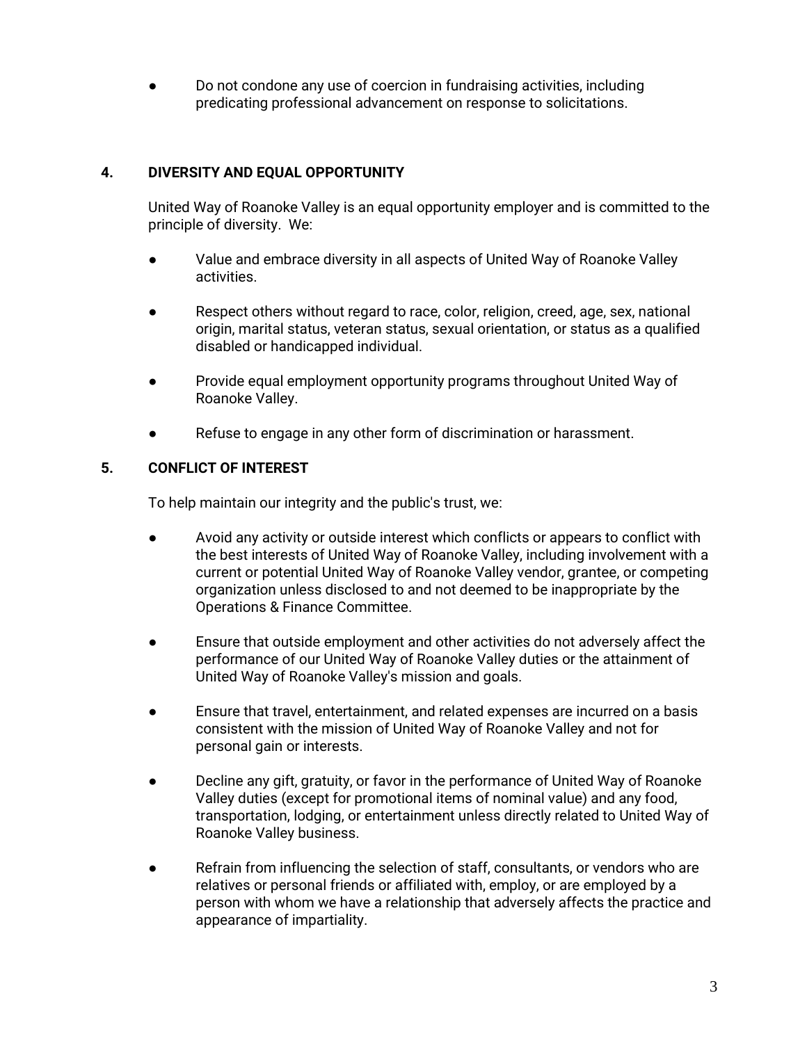- Do not condone any use of coercion in fundraising activities, including predicating professional advancement on response to solicitations.

## 4. DIVERSITY AND EQUAL OPPORTUNITY

United Way of Roanoke Valley is an equal opportunity employer and is committed to the principle of diversity. We:

- Value and embrace diversity in all aspects of United Way of Roanoke Valley activities.
- Respect others without regard to race, color, religion, creed, age, sex, national origin, marital status, veteran status, sexual orientation, or status as a qualified disabled or handicapped individual.
- Provide equal employment opportunity programs throughout United Way of Roanoke Valley.
- Refuse to engage in any other form of discrimination or harassment.

## 5. CONFLICT OF INTEREST

To help maintain our integrity and the public's trust, we:

- Avoid any activity or outside interest which conflicts or appears to conflict with the best interests of United Way of Roanoke Valley, including involvement with a current or potential United Way of Roanoke Valley vendor, grantee, or competing organization unless disclosed to and not deemed to be inappropriate by the Operations & Finance Committee.
- Ensure that outside employment and other activities do not adversely affect the performance of our United Way of Roanoke Valley duties or the attainment of United Way of Roanoke Valley's mission and goals.
- Ensure that travel, entertainment, and related expenses are incurred on a basis consistent with the mission of United Way of Roanoke Valley and not for personal gain or interests.
- Decline any gift, gratuity, or favor in the performance of United Way of Roanoke Valley duties (except for promotional items of nominal value) and any food, transportation, lodging, or entertainment unless directly related to United Way of Roanoke Valley business.
- Refrain from influencing the selection of staff, consultants, or vendors who are relatives or personal friends or affiliated with, employ, or are employed by a person with whom we have a relationship that adversely affects the practice and appearance of impartiality.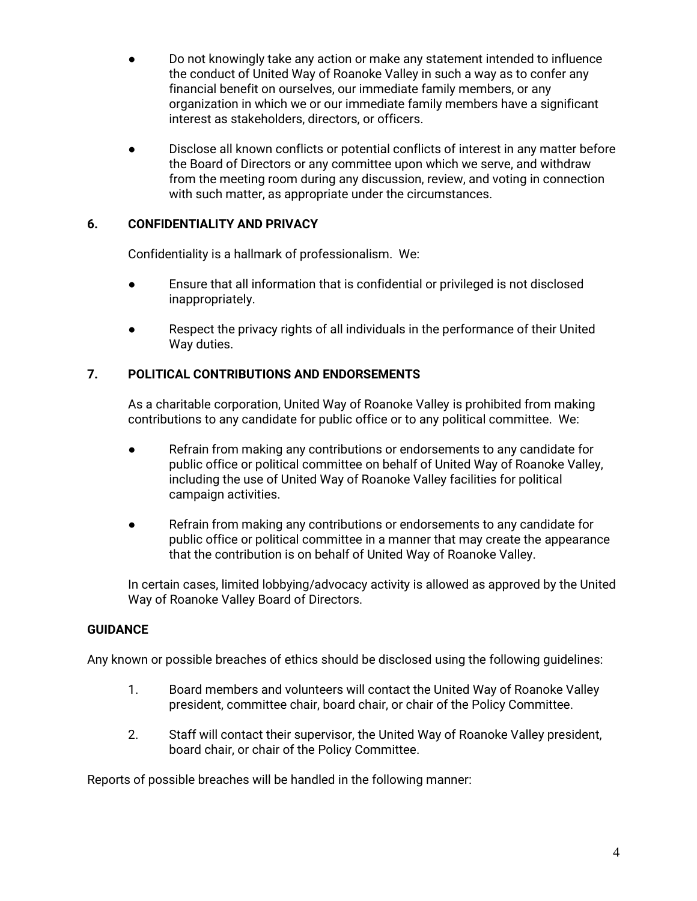- Do not knowingly take any action or make any statement intended to influence the conduct of United Way of Roanoke Valley in such a way as to confer any financial benefit on ourselves, our immediate family members, or any organization in which we or our immediate family members have a significant interest as stakeholders, directors, or officers.

- Disclose all known conflicts or potential conflicts of interest in any matter before the Board of Directors or any committee upon which we serve, and withdraw from the meeting room during any discussion, review, and voting in connection with such matter, as appropriate under the circumstances.

### 6. CONFIDENTIALITY AND PRIVACY

Confidentiality is a hallmark of professionalism. We:

- Ensure that all information that is confidential or privileged is not disclosed inappropriately.

- Respect the privacy rights of all individuals in the performance of their United Way duties.

### 7. POLITICAL CONTRIBUTIONS AND ENDORSEMENTS

As a charitable corporation, United Way of Roanoke Valley is prohibited from making contributions to any candidate for public office or to any political committee. We:

- Refrain from making any contributions or endorsements to any candidate for public office or political committee on behalf of United Way of Roanoke Valley, including the use of United Way of Roanoke Valley facilities for political campaign activities.

- Refrain from making any contributions or endorsements to any candidate for public office or political committee in a manner that may create the appearance that the contribution is on behalf of United Way of Roanoke Valley.

In certain cases, limited lobbying/advocacy activity is allowed as approved by the United Way of Roanoke Valley Board of Directors.

## GUIDANCE

Any known or possible breaches of ethics should be disclosed using the following guidelines:

1. Board members and volunteers will contact the United Way of Roanoke Valley president, committee chair, board chair, or chair of the Policy Committee.

2. Staff will contact their supervisor, the United Way of Roanoke Valley president, board chair, or chair of the Policy Committee.

Reports of possible breaches will be handled in the following manner: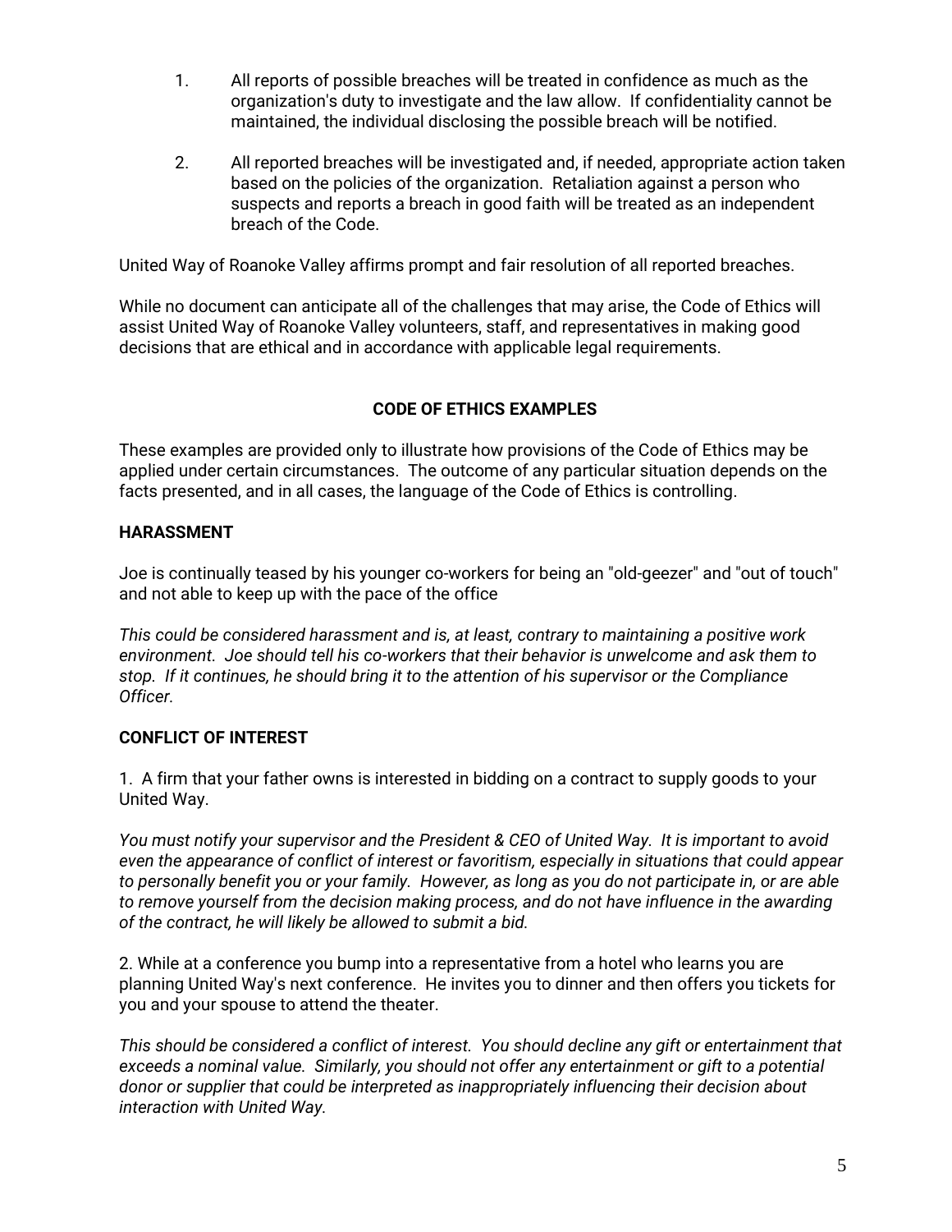1. All reports of possible breaches will be treated in confidence as much as the organization's duty to investigate and the law allow. If confidentiality cannot be maintained, the individual disclosing the possible breach will be notified.

2. All reported breaches will be investigated and, if needed, appropriate action taken based on the policies of the organization. Retaliation against a person who suspects and reports a breach in good faith will be treated as an independent breach of the Code.

United Way of Roanoke Valley affirms prompt and fair resolution of all reported breaches.

While no document can anticipate all of the challenges that may arise, the Code of Ethics will assist United Way of Roanoke Valley volunteers, staff, and representatives in making good decisions that are ethical and in accordance with applicable legal requirements.

## CODE OF ETHICS EXAMPLES

These examples are provided only to illustrate how provisions of the Code of Ethics may be applied under certain circumstances. The outcome of any particular situation depends on the facts presented, and in all cases, the language of the Code of Ethics is controlling.

### HARASSMENT

Joe is continually teased by his younger co-workers for being an "old-geezer" and "out of touch" and not able to keep up with the pace of the office

*This could be considered harassment and is, at least, contrary to maintaining a positive work environment. Joe should tell his co-workers that their behavior is unwelcome and ask them to stop. If it continues, he should bring it to the attention of his supervisor or the Compliance Officer.*

### CONFLICT OF INTEREST

1. A firm that your father owns is interested in bidding on a contract to supply goods to your United Way.

*You must notify your supervisor and the President & CEO of United Way. It is important to avoid even the appearance of conflict of interest or favoritism, especially in situations that could appear to personally benefit you or your family. However, as long as you do not participate in, or are able to remove yourself from the decision making process, and do not have influence in the awarding of the contract, he will likely be allowed to submit a bid.*

2. While at a conference you bump into a representative from a hotel who learns you are planning United Way's next conference. He invites you to dinner and then offers you tickets for you and your spouse to attend the theater.

*This should be considered a conflict of interest. You should decline any gift or entertainment that exceeds a nominal value. Similarly, you should not offer any entertainment or gift to a potential donor or supplier that could be interpreted as inappropriately influencing their decision about interaction with United Way.*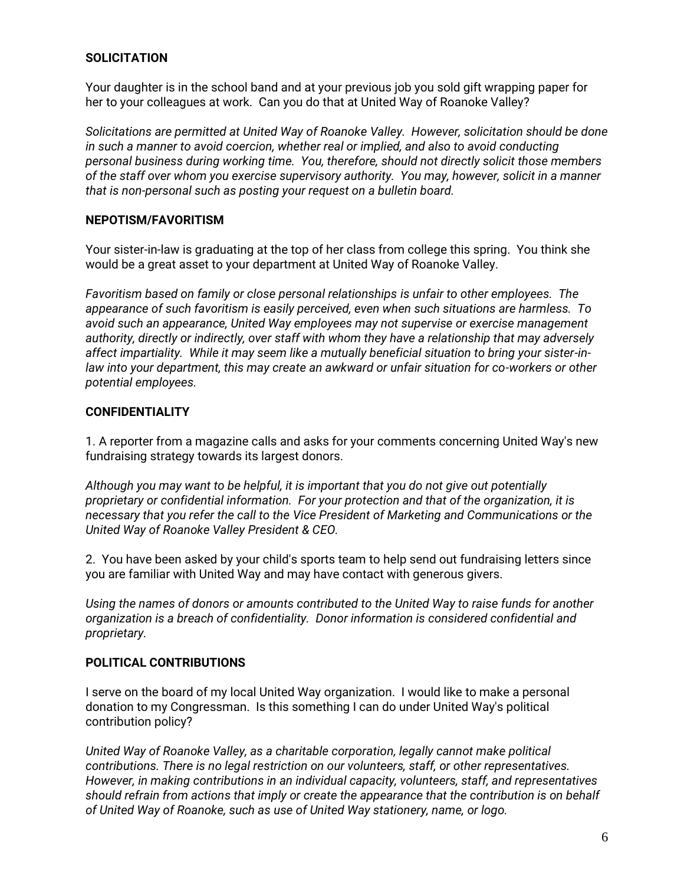**SOLICITATION**

Your daughter is in the school band and at your previous job you sold gift wrapping paper for her to your colleagues at work. Can you do that at United Way of Roanoke Valley?

*Solicitations are permitted at United Way of Roanoke Valley. However, solicitation should be done in such a manner to avoid coercion, whether real or implied, and also to avoid conducting personal business during working time. You, therefore, should not directly solicit those members of the staff over whom you exercise supervisory authority. You may, however, solicit in a manner that is non-personal such as posting your request on a bulletin board.*

**NEPOTISM/FAVORITISM**

Your sister-in-law is graduating at the top of her class from college this spring. You think she would be a great asset to your department at United Way of Roanoke Valley.

*Favoritism based on family or close personal relationships is unfair to other employees. The appearance of such favoritism is easily perceived, even when such situations are harmless. To avoid such an appearance, United Way employees may not supervise or exercise management authority, directly or indirectly, over staff with whom they have a relationship that may adversely affect impartiality. While it may seem like a mutually beneficial situation to bring your sister-in-law into your department, this may create an awkward or unfair situation for co-workers or other potential employees.*

**CONFIDENTIALITY**

1. A reporter from a magazine calls and asks for your comments concerning United Way's new fundraising strategy towards its largest donors.

*Although you may want to be helpful, it is important that you do not give out potentially proprietary or confidential information. For your protection and that of the organization, it is necessary that you refer the call to the Vice President of Marketing and Communications or the United Way of Roanoke Valley President & CEO.*

2. You have been asked by your child's sports team to help send out fundraising letters since you are familiar with United Way and may have contact with generous givers.

*Using the names of donors or amounts contributed to the United Way to raise funds for another organization is a breach of confidentiality. Donor information is considered confidential and proprietary.*

**POLITICAL CONTRIBUTIONS**

I serve on the board of my local United Way organization. I would like to make a personal donation to my Congressman. Is this something I can do under United Way's political contribution policy?

*United Way of Roanoke Valley, as a charitable corporation, legally cannot make political contributions. There is no legal restriction on our volunteers, staff, or other representatives. However, in making contributions in an individual capacity, volunteers, staff, and representatives should refrain from actions that imply or create the appearance that the contribution is on behalf of United Way of Roanoke, such as use of United Way stationery, name, or logo.*